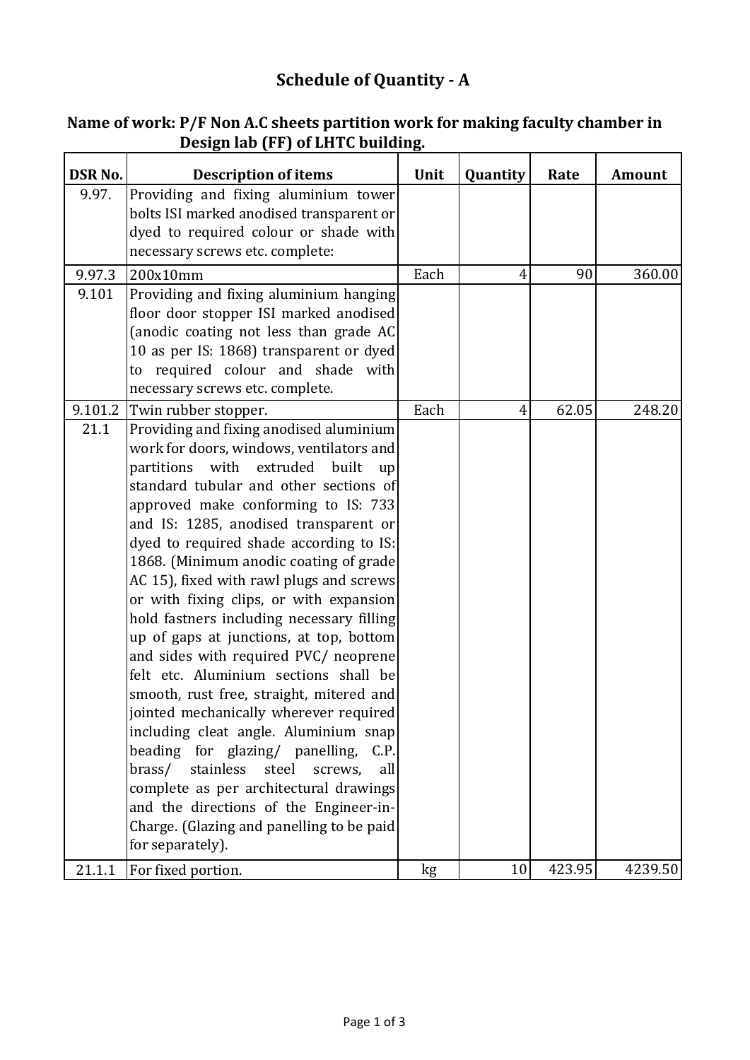# Schedule of Quantity - A

## Name of work: P/F Non A.C sheets partition work for making faculty chamber in Design lab (FF) of LHTC building.

| DSR No. | Description of items | Unit | Quantity | Rate | Amount |
|---|---|---|---|---|---|
| 9.97. | Providing and fixing aluminium tower bolts ISI marked anodised transparent or dyed to required colour or shade with necessary screws etc. complete: | | | | |
| 9.97.3 | 200x10mm | Each | 4 | 90 | 360.00 |
| 9.101 | Providing and fixing aluminium hanging floor door stopper ISI marked anodised (anodic coating not less than grade AC 10 as per IS: 1868) transparent or dyed to required colour and shade with necessary screws etc. complete. | | | | |
| 9.101.2 | Twin rubber stopper. | Each | 4 | 62.05 | 248.20 |
| 21.1 | Providing and fixing anodised aluminium work for doors, windows, ventilators and partitions with extruded built up standard tubular and other sections of approved make conforming to IS: 733 and IS: 1285, anodised transparent or dyed to required shade according to IS: 1868. (Minimum anodic coating of grade AC 15), fixed with rawl plugs and screws or with fixing clips, or with expansion hold fastners including necessary filling up of gaps at junctions, at top, bottom and sides with required PVC/ neoprene felt etc. Aluminium sections shall be smooth, rust free, straight, mitered and jointed mechanically wherever required including cleat angle. Aluminium snap beading for glazing/ panelling, C.P. brass/ stainless steel screws, all complete as per architectural drawings and the directions of the Engineer-in-Charge. (Glazing and panelling to be paid for separately). | | | | |
| 21.1.1 | For fixed portion. | kg | 10 | 423.95 | 4239.50 |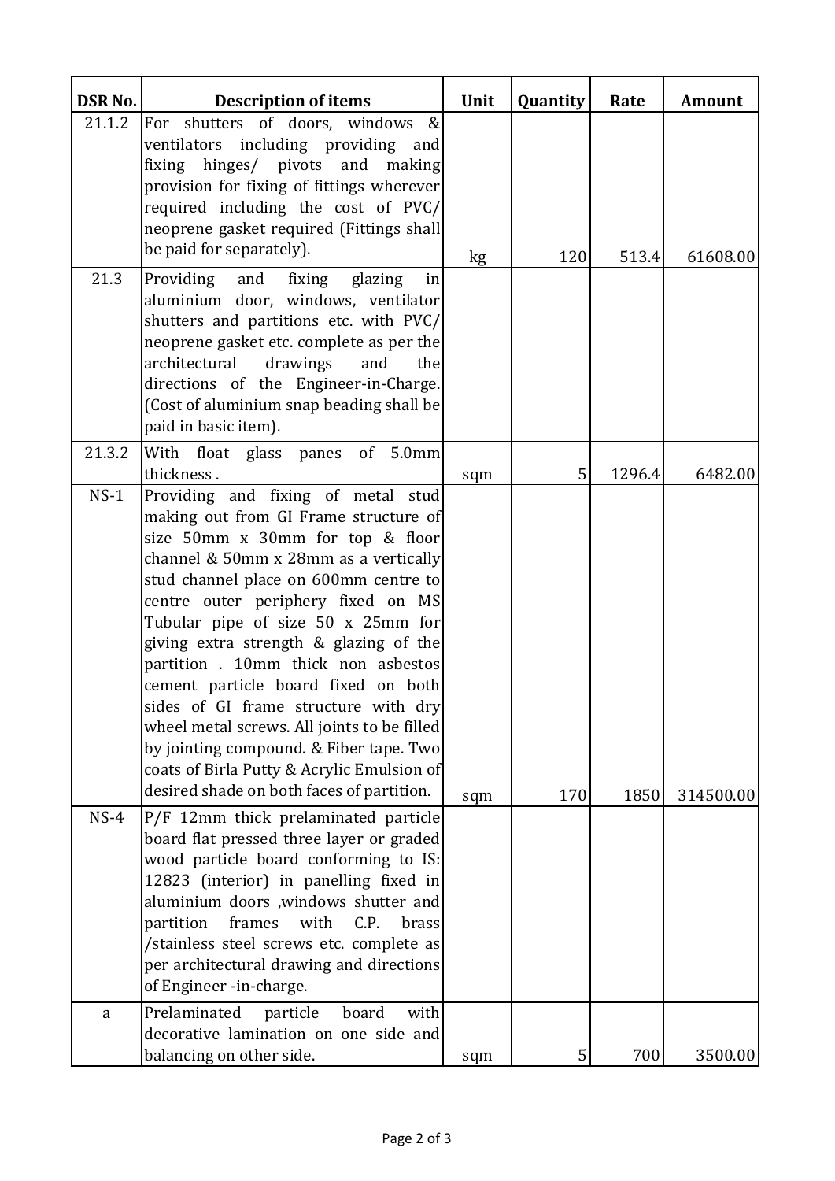| DSR No. | Description of items | Unit | Quantity | Rate | Amount |
|---|---|---|---|---|---|
| 21.1.2 | For shutters of doors, windows & ventilators including providing and fixing hinges/ pivots and making provision for fixing of fittings wherever required including the cost of PVC/ neoprene gasket required (Fittings shall be paid for separately). | kg | 120 | 513.4 | 61608.00 |
| 21.3 | Providing and fixing glazing in aluminium door, windows, ventilator shutters and partitions etc. with PVC/ neoprene gasket etc. complete as per the architectural drawings and the directions of the Engineer-in-Charge. (Cost of aluminium snap beading shall be paid in basic item). | | | | |
| 21.3.2 | With float glass panes of 5.0mm thickness . | sqm | 5 | 1296.4 | 6482.00 |
| NS-1 | Providing and fixing of metal stud making out from GI Frame structure of size 50mm x 30mm for top & floor channel & 50mm x 28mm as a vertically stud channel place on 600mm centre to centre outer periphery fixed on MS Tubular pipe of size 50 x 25mm for giving extra strength & glazing of the partition . 10mm thick non asbestos cement particle board fixed on both sides of GI frame structure with dry wheel metal screws. All joints to be filled by jointing compound. & Fiber tape. Two coats of Birla Putty & Acrylic Emulsion of desired shade on both faces of partition. | sqm | 170 | 1850 | 314500.00 |
| NS-4 | P/F 12mm thick prelaminated particle board flat pressed three layer or graded wood particle board conforming to IS: 12823 (interior) in panelling fixed in aluminium doors ,windows shutter and partition frames with C.P. brass /stainless steel screws etc. complete as per architectural drawing and directions of Engineer -in-charge. | | | | |
| a | Prelaminated particle board with decorative lamination on one side and balancing on other side. | sqm | 5 | 700 | 3500.00 |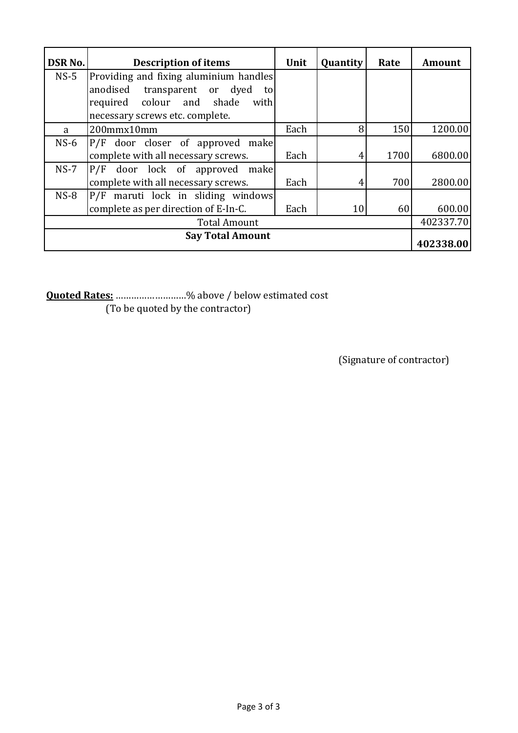| DSR No. | Description of items | Unit | Quantity | Rate | Amount |
|---|---|---|---|---|---|
| NS-5 | Providing and fixing aluminium handles anodised transparent or dyed to required colour and shade with necessary screws etc. complete. | | | | |
| a | 200mmx10mm | Each | 8 | 150 | 1200.00 |
| NS-6 | P/F door closer of approved make complete with all necessary screws. | Each | 4 | 1700 | 6800.00 |
| NS-7 | P/F door lock of approved make complete with all necessary screws. | Each | 4 | 700 | 2800.00 |
| NS-8 | P/F maruti lock in sliding windows complete as per direction of E-In-C. | Each | 10 | 60 | 600.00 |
| | Total Amount | | | | 402337.70 |
| | **Say Total Amount** | | | | **402338.00** |

**Quoted Rates:** ………………………% above / below estimated cost
(To be quoted by the contractor)

(Signature of contractor)